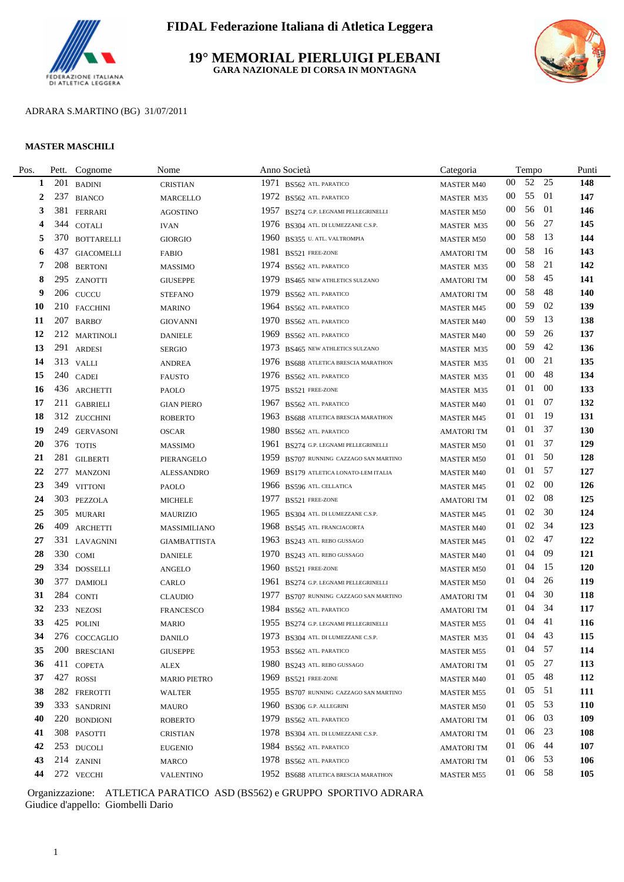# FIDAL Federazione Italiana di Atletica Leggera

## 19° MEMORIAL PIERLUIGI PLEBANI

### GARA NAZIONALE DI CORSA IN MONTAGNA

ADRARA S.MARTINO (BG) 31/07/2011

**MASTER MASCHILI**

| Pos. | Pett. | Cognome | Nome | Anno | Società | Categoria | Tempo | | | Punti |
|---|---|---|---|---|---|---|---|---|---|---|
| 1 | 201 | BADINI | CRISTIAN | 1971 | BS562 ATL. PARATICO | MASTER M40 | 00 | 52 | 25 | 148 |
| 2 | 237 | BIANCO | MARCELLO | 1972 | BS562 ATL. PARATICO | MASTER M35 | 00 | 55 | 01 | 147 |
| 3 | 381 | FERRARI | AGOSTINO | 1957 | BS274 G.P. LEGNAMI PELLEGRINELLI | MASTER M50 | 00 | 56 | 01 | 146 |
| 4 | 344 | COTALI | IVAN | 1976 | BS304 ATL. DI LUMEZZANE C.S.P. | MASTER M35 | 00 | 56 | 27 | 145 |
| 5 | 370 | BOTTARELLI | GIORGIO | 1960 | BS355 U. ATL. VALTROMPIA | MASTER M50 | 00 | 58 | 13 | 144 |
| 6 | 437 | GIACOMELLI | FABIO | 1981 | BS521 FREE-ZONE | AMATORI TM | 00 | 58 | 16 | 143 |
| 7 | 208 | BERTONI | MASSIMO | 1974 | BS562 ATL. PARATICO | MASTER M35 | 00 | 58 | 21 | 142 |
| 8 | 295 | ZANOTTI | GIUSEPPE | 1979 | BS465 NEW ATHLETICS SULZANO | AMATORI TM | 00 | 58 | 45 | 141 |
| 9 | 206 | CUCCU | STEFANO | 1979 | BS562 ATL. PARATICO | AMATORI TM | 00 | 58 | 48 | 140 |
| 10 | 210 | FACCHINI | MARINO | 1964 | BS562 ATL. PARATICO | MASTER M45 | 00 | 59 | 02 | 139 |
| 11 | 207 | BARBO' | GIOVANNI | 1970 | BS562 ATL. PARATICO | MASTER M40 | 00 | 59 | 13 | 138 |
| 12 | 212 | MARTINOLI | DANIELE | 1969 | BS562 ATL. PARATICO | MASTER M40 | 00 | 59 | 26 | 137 |
| 13 | 291 | ARDESI | SERGIO | 1973 | BS465 NEW ATHLETICS SULZANO | MASTER M35 | 00 | 59 | 42 | 136 |
| 14 | 313 | VALLI | ANDREA | 1976 | BS688 ATLETICA BRESCIA MARATHON | MASTER M35 | 01 | 00 | 21 | 135 |
| 15 | 240 | CADEI | FAUSTO | 1976 | BS562 ATL. PARATICO | MASTER M35 | 01 | 00 | 48 | 134 |
| 16 | 436 | ARCHETTI | PAOLO | 1975 | BS521 FREE-ZONE | MASTER M35 | 01 | 01 | 00 | 133 |
| 17 | 211 | GABRIELI | GIAN PIERO | 1967 | BS562 ATL. PARATICO | MASTER M40 | 01 | 01 | 07 | 132 |
| 18 | 312 | ZUCCHINI | ROBERTO | 1963 | BS688 ATLETICA BRESCIA MARATHON | MASTER M45 | 01 | 01 | 19 | 131 |
| 19 | 249 | GERVASONI | OSCAR | 1980 | BS562 ATL. PARATICO | AMATORI TM | 01 | 01 | 37 | 130 |
| 20 | 376 | TOTIS | MASSIMO | 1961 | BS274 G.P. LEGNAMI PELLEGRINELLI | MASTER M50 | 01 | 01 | 37 | 129 |
| 21 | 281 | GILBERTI | PIERANGELO | 1959 | BS707 RUNNING CAZZAGO SAN MARTINO | MASTER M50 | 01 | 01 | 50 | 128 |
| 22 | 277 | MANZONI | ALESSANDRO | 1969 | BS179 ATLETICA LONATO-LEM ITALIA | MASTER M40 | 01 | 01 | 57 | 127 |
| 23 | 349 | VITTONI | PAOLO | 1966 | BS596 ATL. CELLATICA | MASTER M45 | 01 | 02 | 00 | 126 |
| 24 | 303 | PEZZOLA | MICHELE | 1977 | BS521 FREE-ZONE | AMATORI TM | 01 | 02 | 08 | 125 |
| 25 | 305 | MURARI | MAURIZIO | 1965 | BS304 ATL. DI LUMEZZANE C.S.P. | MASTER M45 | 01 | 02 | 30 | 124 |
| 26 | 409 | ARCHETTI | MASSIMILIANO | 1968 | BS545 ATL. FRANCIACORTA | MASTER M40 | 01 | 02 | 34 | 123 |
| 27 | 331 | LAVAGNINI | GIAMBATTISTA | 1963 | BS243 ATL. REBO GUSSAGO | MASTER M45 | 01 | 02 | 47 | 122 |
| 28 | 330 | COMI | DANIELE | 1970 | BS243 ATL. REBO GUSSAGO | MASTER M40 | 01 | 04 | 09 | 121 |
| 29 | 334 | DOSSELLI | ANGELO | 1960 | BS521 FREE-ZONE | MASTER M50 | 01 | 04 | 15 | 120 |
| 30 | 377 | DAMIOLI | CARLO | 1961 | BS274 G.P. LEGNAMI PELLEGRINELLI | MASTER M50 | 01 | 04 | 26 | 119 |
| 31 | 284 | CONTI | CLAUDIO | 1977 | BS707 RUNNING CAZZAGO SAN MARTINO | AMATORI TM | 01 | 04 | 30 | 118 |
| 32 | 233 | NEZOSI | FRANCESCO | 1984 | BS562 ATL. PARATICO | AMATORI TM | 01 | 04 | 34 | 117 |
| 33 | 425 | POLINI | MARIO | 1955 | BS274 G.P. LEGNAMI PELLEGRINELLI | MASTER M55 | 01 | 04 | 41 | 116 |
| 34 | 276 | COCCAGLIO | DANILO | 1973 | BS304 ATL. DI LUMEZZANE C.S.P. | MASTER M35 | 01 | 04 | 43 | 115 |
| 35 | 200 | BRESCIANI | GIUSEPPE | 1953 | BS562 ATL. PARATICO | MASTER M55 | 01 | 04 | 57 | 114 |
| 36 | 411 | COPETA | ALEX | 1980 | BS243 ATL. REBO GUSSAGO | AMATORI TM | 01 | 05 | 27 | 113 |
| 37 | 427 | ROSSI | MARIO PIETRO | 1969 | BS521 FREE-ZONE | MASTER M40 | 01 | 05 | 48 | 112 |
| 38 | 282 | FREROTTI | WALTER | 1955 | BS707 RUNNING CAZZAGO SAN MARTINO | MASTER M55 | 01 | 05 | 51 | 111 |
| 39 | 333 | SANDRINI | MAURO | 1960 | BS306 G.P. ALLEGRINI | MASTER M50 | 01 | 05 | 53 | 110 |
| 40 | 220 | BONDIONI | ROBERTO | 1979 | BS562 ATL. PARATICO | AMATORI TM | 01 | 06 | 03 | 109 |
| 41 | 308 | PASOTTI | CRISTIAN | 1978 | BS304 ATL. DI LUMEZZANE C.S.P. | AMATORI TM | 01 | 06 | 23 | 108 |
| 42 | 253 | DUCOLI | EUGENIO | 1984 | BS562 ATL. PARATICO | AMATORI TM | 01 | 06 | 44 | 107 |
| 43 | 214 | ZANINI | MARCO | 1978 | BS562 ATL. PARATICO | AMATORI TM | 01 | 06 | 53 | 106 |
| 44 | 272 | VECCHI | VALENTINO | 1952 | BS688 ATLETICA BRESCIA MARATHON | MASTER M55 | 01 | 06 | 58 | 105 |

Organizzazione: ATLETICA PARATICO ASD (BS562) e GRUPPO SPORTIVO ADRARA
Giudice d'appello: Giombelli Dario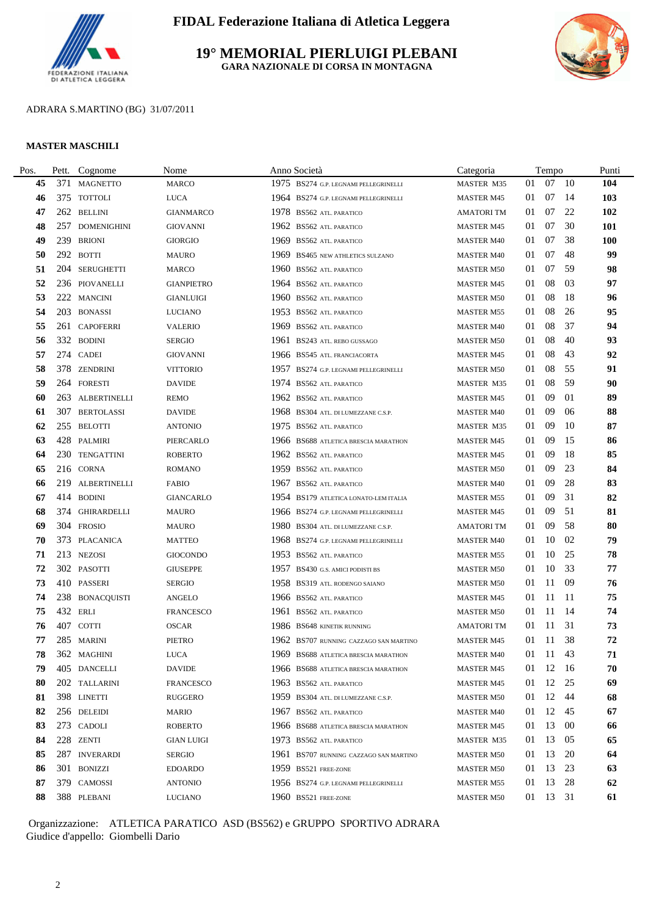# FIDAL Federazione Italiana di Atletica Leggera

## 19° MEMORIAL PIERLUIGI PLEBANI

### GARA NAZIONALE DI CORSA IN MONTAGNA

ADRARA S.MARTINO (BG) 31/07/2011

**MASTER MASCHILI**

| Pos. | Pett. | Cognome | Nome | Anno | Società | Categoria | Tempo | | | Punti |
|---|---|---|---|---|---|---|---|---|---|---|
| **45** | 371 | MAGNETTO | MARCO | 1975 | BS274 G.P. LEGNAMI PELLEGRINELLI | MASTER M35 | 01 | 07 | 10 | **104** |
| **46** | 375 | TOTTOLI | LUCA | 1964 | BS274 G.P. LEGNAMI PELLEGRINELLI | MASTER M45 | 01 | 07 | 14 | **103** |
| **47** | 262 | BELLINI | GIANMARCO | 1978 | BS562 ATL. PARATICO | AMATORI TM | 01 | 07 | 22 | **102** |
| **48** | 257 | DOMENIGHINI | GIOVANNI | 1962 | BS562 ATL. PARATICO | MASTER M45 | 01 | 07 | 30 | **101** |
| **49** | 239 | BRIONI | GIORGIO | 1969 | BS562 ATL. PARATICO | MASTER M40 | 01 | 07 | 38 | **100** |
| **50** | 292 | BOTTI | MAURO | 1969 | BS465 NEW ATHLETICS SULZANO | MASTER M40 | 01 | 07 | 48 | **99** |
| **51** | 204 | SERUGHETTI | MARCO | 1960 | BS562 ATL. PARATICO | MASTER M50 | 01 | 07 | 59 | **98** |
| **52** | 236 | PIOVANELLI | GIANPIETRO | 1964 | BS562 ATL. PARATICO | MASTER M45 | 01 | 08 | 03 | **97** |
| **53** | 222 | MANCINI | GIANLUIGI | 1960 | BS562 ATL. PARATICO | MASTER M50 | 01 | 08 | 18 | **96** |
| **54** | 203 | BONASSI | LUCIANO | 1953 | BS562 ATL. PARATICO | MASTER M55 | 01 | 08 | 26 | **95** |
| **55** | 261 | CAPOFERRI | VALERIO | 1969 | BS562 ATL. PARATICO | MASTER M40 | 01 | 08 | 37 | **94** |
| **56** | 332 | BODINI | SERGIO | 1961 | BS243 ATL. REBO GUSSAGO | MASTER M50 | 01 | 08 | 40 | **93** |
| **57** | 274 | CADEI | GIOVANNI | 1966 | BS545 ATL. FRANCIACORTA | MASTER M45 | 01 | 08 | 43 | **92** |
| **58** | 378 | ZENDRINI | VITTORIO | 1957 | BS274 G.P. LEGNAMI PELLEGRINELLI | MASTER M50 | 01 | 08 | 55 | **91** |
| **59** | 264 | FORESTI | DAVIDE | 1974 | BS562 ATL. PARATICO | MASTER M35 | 01 | 08 | 59 | **90** |
| **60** | 263 | ALBERTINELLI | REMO | 1962 | BS562 ATL. PARATICO | MASTER M45 | 01 | 09 | 01 | **89** |
| **61** | 307 | BERTOLASSI | DAVIDE | 1968 | BS304 ATL. DI LUMEZZANE C.S.P. | MASTER M40 | 01 | 09 | 06 | **88** |
| **62** | 255 | BELOTTI | ANTONIO | 1975 | BS562 ATL. PARATICO | MASTER M35 | 01 | 09 | 10 | **87** |
| **63** | 428 | PALMIRI | PIERCARLO | 1966 | BS688 ATLETICA BRESCIA MARATHON | MASTER M45 | 01 | 09 | 15 | **86** |
| **64** | 230 | TENGATTINI | ROBERTO | 1962 | BS562 ATL. PARATICO | MASTER M45 | 01 | 09 | 18 | **85** |
| **65** | 216 | CORNA | ROMANO | 1959 | BS562 ATL. PARATICO | MASTER M50 | 01 | 09 | 23 | **84** |
| **66** | 219 | ALBERTINELLI | FABIO | 1967 | BS562 ATL. PARATICO | MASTER M40 | 01 | 09 | 28 | **83** |
| **67** | 414 | BODINI | GIANCARLO | 1954 | BS179 ATLETICA LONATO-LEM ITALIA | MASTER M55 | 01 | 09 | 31 | **82** |
| **68** | 374 | GHIRARDELLI | MAURO | 1966 | BS274 G.P. LEGNAMI PELLEGRINELLI | MASTER M45 | 01 | 09 | 51 | **81** |
| **69** | 304 | FROSIO | MAURO | 1980 | BS304 ATL. DI LUMEZZANE C.S.P. | AMATORI TM | 01 | 09 | 58 | **80** |
| **70** | 373 | PLACANICA | MATTEO | 1968 | BS274 G.P. LEGNAMI PELLEGRINELLI | MASTER M40 | 01 | 10 | 02 | **79** |
| **71** | 213 | NEZOSI | GIOCONDO | 1953 | BS562 ATL. PARATICO | MASTER M55 | 01 | 10 | 25 | **78** |
| **72** | 302 | PASOTTI | GIUSEPPE | 1957 | BS430 G.S. AMICI PODISTI BS | MASTER M50 | 01 | 10 | 33 | **77** |
| **73** | 410 | PASSERI | SERGIO | 1958 | BS319 ATL. RODENGO SAIANO | MASTER M50 | 01 | 11 | 09 | **76** |
| **74** | 238 | BONACQUISTI | ANGELO | 1966 | BS562 ATL. PARATICO | MASTER M45 | 01 | 11 | 11 | **75** |
| **75** | 432 | ERLI | FRANCESCO | 1961 | BS562 ATL. PARATICO | MASTER M50 | 01 | 11 | 14 | **74** |
| **76** | 407 | COTTI | OSCAR | 1986 | BS648 KINETIK RUNNING | AMATORI TM | 01 | 11 | 31 | **73** |
| **77** | 285 | MARINI | PIETRO | 1962 | BS707 RUNNING CAZZAGO SAN MARTINO | MASTER M45 | 01 | 11 | 38 | **72** |
| **78** | 362 | MAGHINI | LUCA | 1969 | BS688 ATLETICA BRESCIA MARATHON | MASTER M40 | 01 | 11 | 43 | **71** |
| **79** | 405 | DANCELLI | DAVIDE | 1966 | BS688 ATLETICA BRESCIA MARATHON | MASTER M45 | 01 | 12 | 16 | **70** |
| **80** | 202 | TALLARINI | FRANCESCO | 1963 | BS562 ATL. PARATICO | MASTER M45 | 01 | 12 | 25 | **69** |
| **81** | 398 | LINETTI | RUGGERO | 1959 | BS304 ATL. DI LUMEZZANE C.S.P. | MASTER M50 | 01 | 12 | 44 | **68** |
| **82** | 256 | DELEIDI | MARIO | 1967 | BS562 ATL. PARATICO | MASTER M40 | 01 | 12 | 45 | **67** |
| **83** | 273 | CADOLI | ROBERTO | 1966 | BS688 ATLETICA BRESCIA MARATHON | MASTER M45 | 01 | 13 | 00 | **66** |
| **84** | 228 | ZENTI | GIAN LUIGI | 1973 | BS562 ATL. PARATICO | MASTER M35 | 01 | 13 | 05 | **65** |
| **85** | 287 | INVERARDI | SERGIO | 1961 | BS707 RUNNING CAZZAGO SAN MARTINO | MASTER M50 | 01 | 13 | 20 | **64** |
| **86** | 301 | BONIZZI | EDOARDO | 1959 | BS521 FREE-ZONE | MASTER M50 | 01 | 13 | 23 | **63** |
| **87** | 379 | CAMOSSI | ANTONIO | 1956 | BS274 G.P. LEGNAMI PELLEGRINELLI | MASTER M55 | 01 | 13 | 28 | **62** |
| **88** | 388 | PLEBANI | LUCIANO | 1960 | BS521 FREE-ZONE | MASTER M50 | 01 | 13 | 31 | **61** |

Organizzazione: ATLETICA PARATICO ASD (BS562) e GRUPPO SPORTIVO ADRARA
Giudice d'appello: Giombelli Dario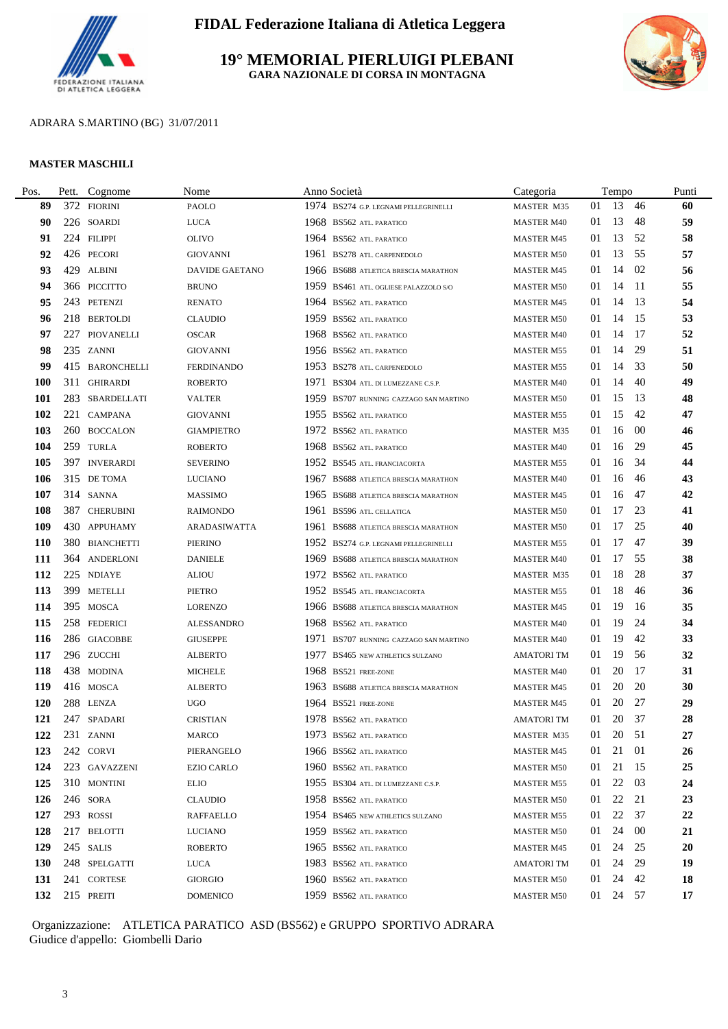FIDAL Federazione Italiana di Atletica Leggera

# 19° MEMORIAL PIERLUIGI PLEBANI

### GARA NAZIONALE DI CORSA IN MONTAGNA

ADRARA S.MARTINO (BG) 31/07/2011

**MASTER MASCHILI**

| Pos. | Pett. | Cognome | Nome | Anno | Società | Categoria | Tempo | Punti |
|---|---|---|---|---|---|---|---|---|
| **89** | 372 | FIORINI | PAOLO | 1974 | BS274 G.P. LEGNAMI PELLEGRINELLI | MASTER M35 | 01 13 46 | **60** |
| **90** | 226 | SOARDI | LUCA | 1968 | BS562 ATL. PARATICO | MASTER M40 | 01 13 48 | **59** |
| **91** | 224 | FILIPPI | OLIVO | 1964 | BS562 ATL. PARATICO | MASTER M45 | 01 13 52 | **58** |
| **92** | 426 | PECORI | GIOVANNI | 1961 | BS278 ATL. CARPENEDOLO | MASTER M50 | 01 13 55 | **57** |
| **93** | 429 | ALBINI | DAVIDE GAETANO | 1966 | BS688 ATLETICA BRESCIA MARATHON | MASTER M45 | 01 14 02 | **56** |
| **94** | 366 | PICCITTO | BRUNO | 1959 | BS461 ATL. OGLIESE PALAZZOLO S/O | MASTER M50 | 01 14 11 | **55** |
| **95** | 243 | PETENZI | RENATO | 1964 | BS562 ATL. PARATICO | MASTER M45 | 01 14 13 | **54** |
| **96** | 218 | BERTOLDI | CLAUDIO | 1959 | BS562 ATL. PARATICO | MASTER M50 | 01 14 15 | **53** |
| **97** | 227 | PIOVANELLI | OSCAR | 1968 | BS562 ATL. PARATICO | MASTER M40 | 01 14 17 | **52** |
| **98** | 235 | ZANNI | GIOVANNI | 1956 | BS562 ATL. PARATICO | MASTER M55 | 01 14 29 | **51** |
| **99** | 415 | BARONCHELLI | FERDINANDO | 1953 | BS278 ATL. CARPENEDOLO | MASTER M55 | 01 14 33 | **50** |
| **100** | 311 | GHIRARDI | ROBERTO | 1971 | BS304 ATL. DI LUMEZZANE C.S.P. | MASTER M40 | 01 14 40 | **49** |
| **101** | 283 | SBARDELLATI | VALTER | 1959 | BS707 RUNNING CAZZAGO SAN MARTINO | MASTER M50 | 01 15 13 | **48** |
| **102** | 221 | CAMPANA | GIOVANNI | 1955 | BS562 ATL. PARATICO | MASTER M55 | 01 15 42 | **47** |
| **103** | 260 | BOCCALON | GIAMPIETRO | 1972 | BS562 ATL. PARATICO | MASTER M35 | 01 16 00 | **46** |
| **104** | 259 | TURLA | ROBERTO | 1968 | BS562 ATL. PARATICO | MASTER M40 | 01 16 29 | **45** |
| **105** | 397 | INVERARDI | SEVERINO | 1952 | BS545 ATL. FRANCIACORTA | MASTER M55 | 01 16 34 | **44** |
| **106** | 315 | DE TOMA | LUCIANO | 1967 | BS688 ATLETICA BRESCIA MARATHON | MASTER M40 | 01 16 46 | **43** |
| **107** | 314 | SANNA | MASSIMO | 1965 | BS688 ATLETICA BRESCIA MARATHON | MASTER M45 | 01 16 47 | **42** |
| **108** | 387 | CHERUBINI | RAIMONDO | 1961 | BS596 ATL. CELLATICA | MASTER M50 | 01 17 23 | **41** |
| **109** | 430 | APPUHAMY | ARADASIWATTA | 1961 | BS688 ATLETICA BRESCIA MARATHON | MASTER M50 | 01 17 25 | **40** |
| **110** | 380 | BIANCHETTI | PIERINO | 1952 | BS274 G.P. LEGNAMI PELLEGRINELLI | MASTER M55 | 01 17 47 | **39** |
| **111** | 364 | ANDERLONI | DANIELE | 1969 | BS688 ATLETICA BRESCIA MARATHON | MASTER M40 | 01 17 55 | **38** |
| **112** | 225 | NDIAYE | ALIOU | 1972 | BS562 ATL. PARATICO | MASTER M35 | 01 18 28 | **37** |
| **113** | 399 | METELLI | PIETRO | 1952 | BS545 ATL. FRANCIACORTA | MASTER M55 | 01 18 46 | **36** |
| **114** | 395 | MOSCA | LORENZO | 1966 | BS688 ATLETICA BRESCIA MARATHON | MASTER M45 | 01 19 16 | **35** |
| **115** | 258 | FEDERICI | ALESSANDRO | 1968 | BS562 ATL. PARATICO | MASTER M40 | 01 19 24 | **34** |
| **116** | 286 | GIACOBBE | GIUSEPPE | 1971 | BS707 RUNNING CAZZAGO SAN MARTINO | MASTER M40 | 01 19 42 | **33** |
| **117** | 296 | ZUCCHI | ALBERTO | 1977 | BS465 NEW ATHLETICS SULZANO | AMATORI TM | 01 19 56 | **32** |
| **118** | 438 | MODINA | MICHELE | 1968 | BS521 FREE-ZONE | MASTER M40 | 01 20 17 | **31** |
| **119** | 416 | MOSCA | ALBERTO | 1963 | BS688 ATLETICA BRESCIA MARATHON | MASTER M45 | 01 20 20 | **30** |
| **120** | 288 | LENZA | UGO | 1964 | BS521 FREE-ZONE | MASTER M45 | 01 20 27 | **29** |
| **121** | 247 | SPADARI | CRISTIAN | 1978 | BS562 ATL. PARATICO | AMATORI TM | 01 20 37 | **28** |
| **122** | 231 | ZANNI | MARCO | 1973 | BS562 ATL. PARATICO | MASTER M35 | 01 20 51 | **27** |
| **123** | 242 | CORVI | PIERANGELO | 1966 | BS562 ATL. PARATICO | MASTER M45 | 01 21 01 | **26** |
| **124** | 223 | GAVAZZENI | EZIO CARLO | 1960 | BS562 ATL. PARATICO | MASTER M50 | 01 21 15 | **25** |
| **125** | 310 | MONTINI | ELIO | 1955 | BS304 ATL. DI LUMEZZANE C.S.P. | MASTER M55 | 01 22 03 | **24** |
| **126** | 246 | SORA | CLAUDIO | 1958 | BS562 ATL. PARATICO | MASTER M50 | 01 22 21 | **23** |
| **127** | 293 | ROSSI | RAFFAELLO | 1954 | BS465 NEW ATHLETICS SULZANO | MASTER M55 | 01 22 37 | **22** |
| **128** | 217 | BELOTTI | LUCIANO | 1959 | BS562 ATL. PARATICO | MASTER M50 | 01 24 00 | **21** |
| **129** | 245 | SALIS | ROBERTO | 1965 | BS562 ATL. PARATICO | MASTER M45 | 01 24 25 | **20** |
| **130** | 248 | SPELGATTI | LUCA | 1983 | BS562 ATL. PARATICO | AMATORI TM | 01 24 29 | **19** |
| **131** | 241 | CORTESE | GIORGIO | 1960 | BS562 ATL. PARATICO | MASTER M50 | 01 24 42 | **18** |
| **132** | 215 | PREITI | DOMENICO | 1959 | BS562 ATL. PARATICO | MASTER M50 | 01 24 57 | **17** |

Organizzazione: ATLETICA PARATICO ASD (BS562) e GRUPPO SPORTIVO ADRARA
Giudice d'appello: Giombelli Dario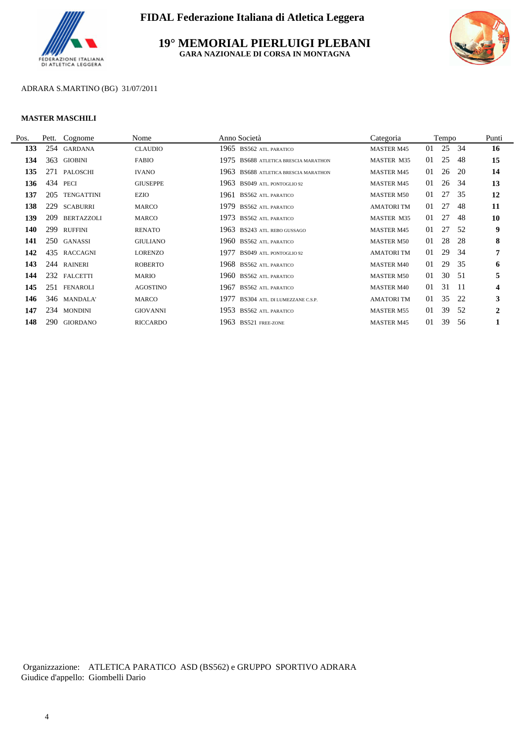# FIDAL Federazione Italiana di Atletica Leggera

## 19° MEMORIAL PIERLUIGI PLEBANI

### GARA NAZIONALE DI CORSA IN MONTAGNA

ADRARA S.MARTINO (BG) 31/07/2011

**MASTER MASCHILI**

| Pos. | Pett. | Cognome | Nome | Anno | Società | Categoria | Tempo | Punti |
|---|---|---|---|---|---|---|---|---|
| **133** | 254 | GARDANA | CLAUDIO | 1965 | BS562 ATL. PARATICO | MASTER M45 | 01 25 34 | **16** |
| **134** | 363 | GIOBINI | FABIO | 1975 | BS688 ATLETICA BRESCIA MARATHON | MASTER M35 | 01 25 48 | **15** |
| **135** | 271 | PALOSCHI | IVANO | 1963 | BS688 ATLETICA BRESCIA MARATHON | MASTER M45 | 01 26 20 | **14** |
| **136** | 434 | PECI | GIUSEPPE | 1963 | BS049 ATL. PONTOGLIO 92 | MASTER M45 | 01 26 34 | **13** |
| **137** | 205 | TENGATTINI | EZIO | 1961 | BS562 ATL. PARATICO | MASTER M50 | 01 27 35 | **12** |
| **138** | 229 | SCABURRI | MARCO | 1979 | BS562 ATL. PARATICO | AMATORI TM | 01 27 48 | **11** |
| **139** | 209 | BERTAZZOLI | MARCO | 1973 | BS562 ATL. PARATICO | MASTER M35 | 01 27 48 | **10** |
| **140** | 299 | RUFFINI | RENATO | 1963 | BS243 ATL. REBO GUSSAGO | MASTER M45 | 01 27 52 | **9** |
| **141** | 250 | GANASSI | GIULIANO | 1960 | BS562 ATL. PARATICO | MASTER M50 | 01 28 28 | **8** |
| **142** | 435 | RACCAGNI | LORENZO | 1977 | BS049 ATL. PONTOGLIO 92 | AMATORI TM | 01 29 34 | **7** |
| **143** | 244 | RAINERI | ROBERTO | 1968 | BS562 ATL. PARATICO | MASTER M40 | 01 29 35 | **6** |
| **144** | 232 | FALCETTI | MARIO | 1960 | BS562 ATL. PARATICO | MASTER M50 | 01 30 51 | **5** |
| **145** | 251 | FENAROLI | AGOSTINO | 1967 | BS562 ATL. PARATICO | MASTER M40 | 01 31 11 | **4** |
| **146** | 346 | MANDALA' | MARCO | 1977 | BS304 ATL. DI LUMEZZANE C.S.P. | AMATORI TM | 01 35 22 | **3** |
| **147** | 234 | MONDINI | GIOVANNI | 1953 | BS562 ATL. PARATICO | MASTER M55 | 01 39 52 | **2** |
| **148** | 290 | GIORDANO | RICCARDO | 1963 | BS521 FREE-ZONE | MASTER M45 | 01 39 56 | **1** |

Organizzazione: ATLETICA PARATICO ASD (BS562) e GRUPPO SPORTIVO ADRARA
Giudice d'appello: Giombelli Dario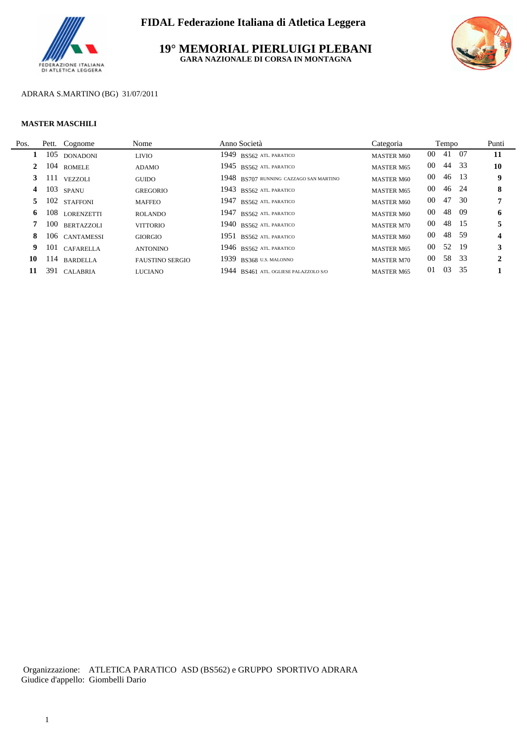# FIDAL Federazione Italiana di Atletica Leggera

## 19° MEMORIAL PIERLUIGI PLEBANI

**GARA NAZIONALE DI CORSA IN MONTAGNA**

ADRARA S.MARTINO (BG) 31/07/2011

**MASTER MASCHILI**

| Pos. | Pett. | Cognome | Nome | Anno | Società | Categoria | Tempo | Punti |
|---|---|---|---|---|---|---|---|---|
| **1** | 105 | DONADONI | LIVIO | 1949 | BS562 ATL. PARATICO | MASTER M60 | 00 41 07 | **11** |
| **2** | 104 | ROMELE | ADAMO | 1945 | BS562 ATL. PARATICO | MASTER M65 | 00 44 33 | **10** |
| **3** | 111 | VEZZOLI | GUIDO | 1948 | BS707 RUNNING CAZZAGO SAN MARTINO | MASTER M60 | 00 46 13 | **9** |
| **4** | 103 | SPANU | GREGORIO | 1943 | BS562 ATL. PARATICO | MASTER M65 | 00 46 24 | **8** |
| **5** | 102 | STAFFONI | MAFFEO | 1947 | BS562 ATL. PARATICO | MASTER M60 | 00 47 30 | **7** |
| **6** | 108 | LORENZETTI | ROLANDO | 1947 | BS562 ATL. PARATICO | MASTER M60 | 00 48 09 | **6** |
| **7** | 100 | BERTAZZOLI | VITTORIO | 1940 | BS562 ATL. PARATICO | MASTER M70 | 00 48 15 | **5** |
| **8** | 106 | CANTAMESSI | GIORGIO | 1951 | BS562 ATL. PARATICO | MASTER M60 | 00 48 59 | **4** |
| **9** | 101 | CAFARELLA | ANTONINO | 1946 | BS562 ATL. PARATICO | MASTER M65 | 00 52 19 | **3** |
| **10** | 114 | BARDELLA | FAUSTINO SERGIO | 1939 | BS368 U.S. MALONNO | MASTER M70 | 00 58 33 | **2** |
| **11** | 391 | CALABRIA | LUCIANO | 1944 | BS461 ATL. OGLIESE PALAZZOLO S/O | MASTER M65 | 01 03 35 | **1** |

Organizzazione: ATLETICA PARATICO ASD (BS562) e GRUPPO SPORTIVO ADRARA
Giudice d'appello: Giombelli Dario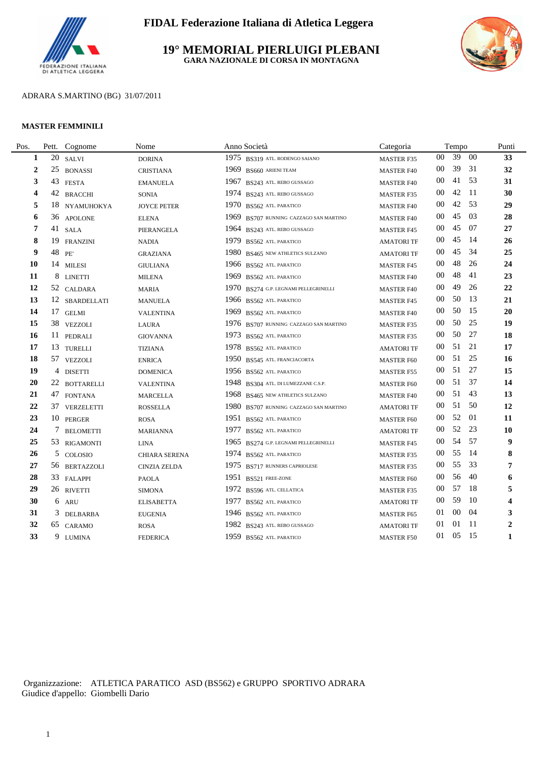# FIDAL Federazione Italiana di Atletica Leggera

## 19° MEMORIAL PIERLUIGI PLEBANI

### GARA NAZIONALE DI CORSA IN MONTAGNA

ADRARA S.MARTINO (BG) 31/07/2011

**MASTER FEMMINILI**

| Pos. | Pett. | Cognome | Nome | Anno | Società | Categoria | Tempo | | | Punti |
|---|---|---|---|---|---|---|---|---|---|---|
| 1 | 20 | SALVI | DORINA | 1975 | BS319 ATL. RODENGO SAIANO | MASTER F35 | 00 | 39 | 00 | 33 |
| 2 | 25 | BONASSI | CRISTIANA | 1969 | BS660 ARIENI TEAM | MASTER F40 | 00 | 39 | 31 | 32 |
| 3 | 43 | FESTA | EMANUELA | 1967 | BS243 ATL. REBO GUSSAGO | MASTER F40 | 00 | 41 | 53 | 31 |
| 4 | 42 | BRACCHI | SONIA | 1974 | BS243 ATL. REBO GUSSAGO | MASTER F35 | 00 | 42 | 11 | 30 |
| 5 | 18 | NYAMUHOKYA | JOYCE PETER | 1970 | BS562 ATL. PARATICO | MASTER F40 | 00 | 42 | 53 | 29 |
| 6 | 36 | APOLONE | ELENA | 1969 | BS707 RUNNING CAZZAGO SAN MARTINO | MASTER F40 | 00 | 45 | 03 | 28 |
| 7 | 41 | SALA | PIERANGELA | 1964 | BS243 ATL. REBO GUSSAGO | MASTER F45 | 00 | 45 | 07 | 27 |
| 8 | 19 | FRANZINI | NADIA | 1979 | BS562 ATL. PARATICO | AMATORI TF | 00 | 45 | 14 | 26 |
| 9 | 48 | PE' | GRAZIANA | 1980 | BS465 NEW ATHLETICS SULZANO | AMATORI TF | 00 | 45 | 34 | 25 |
| 10 | 14 | MILESI | GIULIANA | 1966 | BS562 ATL. PARATICO | MASTER F45 | 00 | 48 | 26 | 24 |
| 11 | 8 | LINETTI | MILENA | 1969 | BS562 ATL. PARATICO | MASTER F40 | 00 | 48 | 41 | 23 |
| 12 | 52 | CALDARA | MARIA | 1970 | BS274 G.P. LEGNAMI PELLEGRINELLI | MASTER F40 | 00 | 49 | 26 | 22 |
| 13 | 12 | SBARDELLATI | MANUELA | 1966 | BS562 ATL. PARATICO | MASTER F45 | 00 | 50 | 13 | 21 |
| 14 | 17 | GELMI | VALENTINA | 1969 | BS562 ATL. PARATICO | MASTER F40 | 00 | 50 | 15 | 20 |
| 15 | 38 | VEZZOLI | LAURA | 1976 | BS707 RUNNING CAZZAGO SAN MARTINO | MASTER F35 | 00 | 50 | 25 | 19 |
| 16 | 11 | PEDRALI | GIOVANNA | 1973 | BS562 ATL. PARATICO | MASTER F35 | 00 | 50 | 27 | 18 |
| 17 | 13 | TURELLI | TIZIANA | 1978 | BS562 ATL. PARATICO | AMATORI TF | 00 | 51 | 21 | 17 |
| 18 | 57 | VEZZOLI | ENRICA | 1950 | BS545 ATL. FRANCIACORTA | MASTER F60 | 00 | 51 | 25 | 16 |
| 19 | 4 | DISETTI | DOMENICA | 1956 | BS562 ATL. PARATICO | MASTER F55 | 00 | 51 | 27 | 15 |
| 20 | 22 | BOTTARELLI | VALENTINA | 1948 | BS304 ATL. DI LUMEZZANE C.S.P. | MASTER F60 | 00 | 51 | 37 | 14 |
| 21 | 47 | FONTANA | MARCELLA | 1968 | BS465 NEW ATHLETICS SULZANO | MASTER F40 | 00 | 51 | 43 | 13 |
| 22 | 37 | VERZELETTI | ROSSELLA | 1980 | BS707 RUNNING CAZZAGO SAN MARTINO | AMATORI TF | 00 | 51 | 50 | 12 |
| 23 | 10 | PERGER | ROSA | 1951 | BS562 ATL. PARATICO | MASTER F60 | 00 | 52 | 01 | 11 |
| 24 | 7 | BELOMETTI | MARIANNA | 1977 | BS562 ATL. PARATICO | AMATORI TF | 00 | 52 | 23 | 10 |
| 25 | 53 | RIGAMONTI | LINA | 1965 | BS274 G.P. LEGNAMI PELLEGRINELLI | MASTER F45 | 00 | 54 | 57 | 9 |
| 26 | 5 | COLOSIO | CHIARA SERENA | 1974 | BS562 ATL. PARATICO | MASTER F35 | 00 | 55 | 14 | 8 |
| 27 | 56 | BERTAZZOLI | CINZIA ZELDA | 1975 | BS717 RUNNERS CAPRIOLESE | MASTER F35 | 00 | 55 | 33 | 7 |
| 28 | 33 | FALAPPI | PAOLA | 1951 | BS521 FREE-ZONE | MASTER F60 | 00 | 56 | 40 | 6 |
| 29 | 26 | RIVETTI | SIMONA | 1972 | BS596 ATL. CELLATICA | MASTER F35 | 00 | 57 | 18 | 5 |
| 30 | 6 | ARU | ELISABETTA | 1977 | BS562 ATL. PARATICO | AMATORI TF | 00 | 59 | 10 | 4 |
| 31 | 3 | DELBARBA | EUGENIA | 1946 | BS562 ATL. PARATICO | MASTER F65 | 01 | 00 | 04 | 3 |
| 32 | 65 | CARAMO | ROSA | 1982 | BS243 ATL. REBO GUSSAGO | AMATORI TF | 01 | 01 | 11 | 2 |
| 33 | 9 | LUMINA | FEDERICA | 1959 | BS562 ATL. PARATICO | MASTER F50 | 01 | 05 | 15 | 1 |

Organizzazione: ATLETICA PARATICO ASD (BS562) e GRUPPO SPORTIVO ADRARA
Giudice d'appello: Giombelli Dario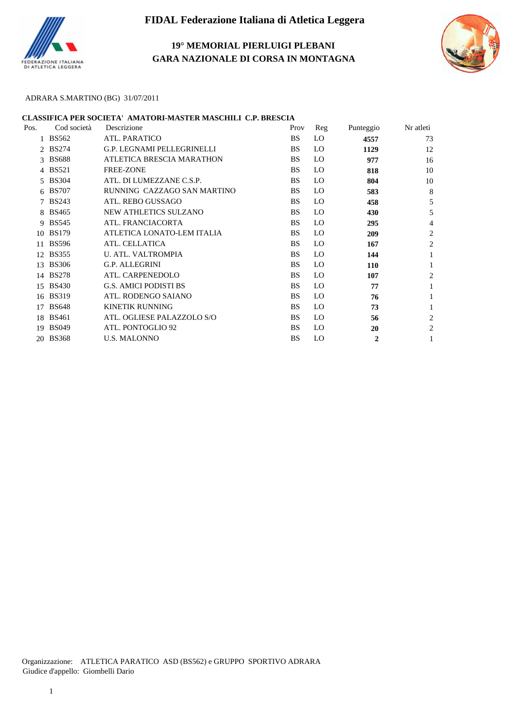# FIDAL Federazione Italiana di Atletica Leggera

## 19° MEMORIAL PIERLUIGI PLEBANI
## GARA NAZIONALE DI CORSA IN MONTAGNA

ADRARA S.MARTINO (BG) 31/07/2011

**CLASSIFICA PER SOCIETA' AMATORI-MASTER MASCHILI C.P. BRESCIA**

| Pos. | Cod società | Descrizione | Prov | Reg | Punteggio | Nr atleti |
|---|---|---|---|---|---|---|
| 1 | BS562 | ATL. PARATICO | BS | LO | **4557** | 73 |
| 2 | BS274 | G.P. LEGNAMI PELLEGRINELLI | BS | LO | **1129** | 12 |
| 3 | BS688 | ATLETICA BRESCIA MARATHON | BS | LO | **977** | 16 |
| 4 | BS521 | FREE-ZONE | BS | LO | **818** | 10 |
| 5 | BS304 | ATL. DI LUMEZZANE C.S.P. | BS | LO | **804** | 10 |
| 6 | BS707 | RUNNING CAZZAGO SAN MARTINO | BS | LO | **583** | 8 |
| 7 | BS243 | ATL. REBO GUSSAGO | BS | LO | **458** | 5 |
| 8 | BS465 | NEW ATHLETICS SULZANO | BS | LO | **430** | 5 |
| 9 | BS545 | ATL. FRANCIACORTA | BS | LO | **295** | 4 |
| 10 | BS179 | ATLETICA LONATO-LEM ITALIA | BS | LO | **209** | 2 |
| 11 | BS596 | ATL. CELLATICA | BS | LO | **167** | 2 |
| 12 | BS355 | U. ATL. VALTROMPIA | BS | LO | **144** | 1 |
| 13 | BS306 | G.P. ALLEGRINI | BS | LO | **110** | 1 |
| 14 | BS278 | ATL. CARPENEDOLO | BS | LO | **107** | 2 |
| 15 | BS430 | G.S. AMICI PODISTI BS | BS | LO | **77** | 1 |
| 16 | BS319 | ATL. RODENGO SAIANO | BS | LO | **76** | 1 |
| 17 | BS648 | KINETIK RUNNING | BS | LO | **73** | 1 |
| 18 | BS461 | ATL. OGLIESE PALAZZOLO S/O | BS | LO | **56** | 2 |
| 19 | BS049 | ATL. PONTOGLIO 92 | BS | LO | **20** | 2 |
| 20 | BS368 | U.S. MALONNO | BS | LO | **2** | 1 |

Organizzazione: ATLETICA PARATICO ASD (BS562) e GRUPPO SPORTIVO ADRARA
Giudice d'appello: Giombelli Dario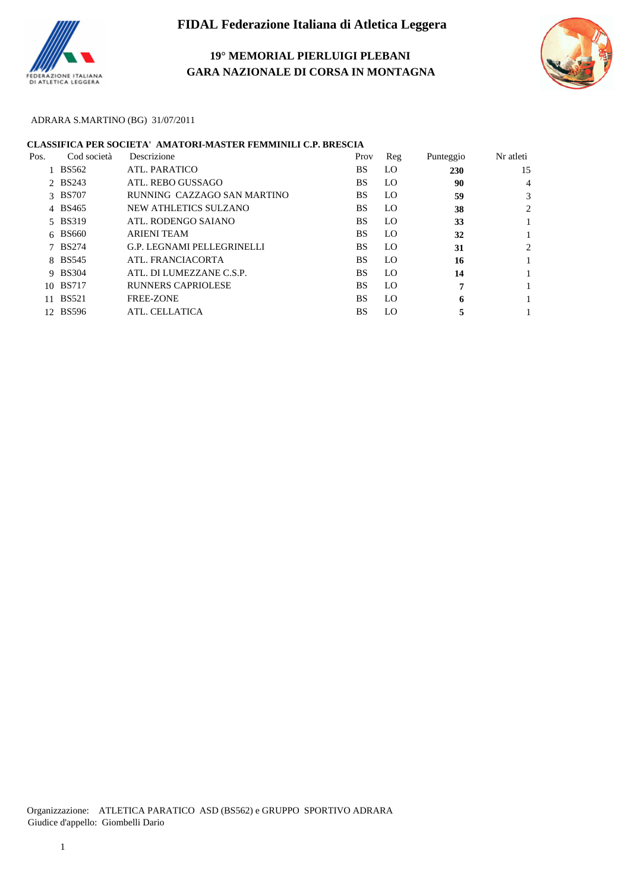# FIDAL Federazione Italiana di Atletica Leggera

## 19° MEMORIAL PIERLUIGI PLEBANI
## GARA NAZIONALE DI CORSA IN MONTAGNA

ADRARA S.MARTINO (BG) 31/07/2011

**CLASSIFICA PER SOCIETA' AMATORI-MASTER FEMMINILI C.P. BRESCIA**

| Pos. | Cod società | Descrizione | Prov | Reg | Punteggio | Nr atleti |
|---|---|---|---|---|---|---|
| 1 | BS562 | ATL. PARATICO | BS | LO | **230** | 15 |
| 2 | BS243 | ATL. REBO GUSSAGO | BS | LO | **90** | 4 |
| 3 | BS707 | RUNNING CAZZAGO SAN MARTINO | BS | LO | **59** | 3 |
| 4 | BS465 | NEW ATHLETICS SULZANO | BS | LO | **38** | 2 |
| 5 | BS319 | ATL. RODENGO SAIANO | BS | LO | **33** | 1 |
| 6 | BS660 | ARIENI TEAM | BS | LO | **32** | 1 |
| 7 | BS274 | G.P. LEGNAMI PELLEGRINELLI | BS | LO | **31** | 2 |
| 8 | BS545 | ATL. FRANCIACORTA | BS | LO | **16** | 1 |
| 9 | BS304 | ATL. DI LUMEZZANE C.S.P. | BS | LO | **14** | 1 |
| 10 | BS717 | RUNNERS CAPRIOLESE | BS | LO | **7** | 1 |
| 11 | BS521 | FREE-ZONE | BS | LO | **6** | 1 |
| 12 | BS596 | ATL. CELLATICA | BS | LO | **5** | 1 |

Organizzazione: ATLETICA PARATICO ASD (BS562) e GRUPPO SPORTIVO ADRARA
Giudice d'appello: Giombelli Dario